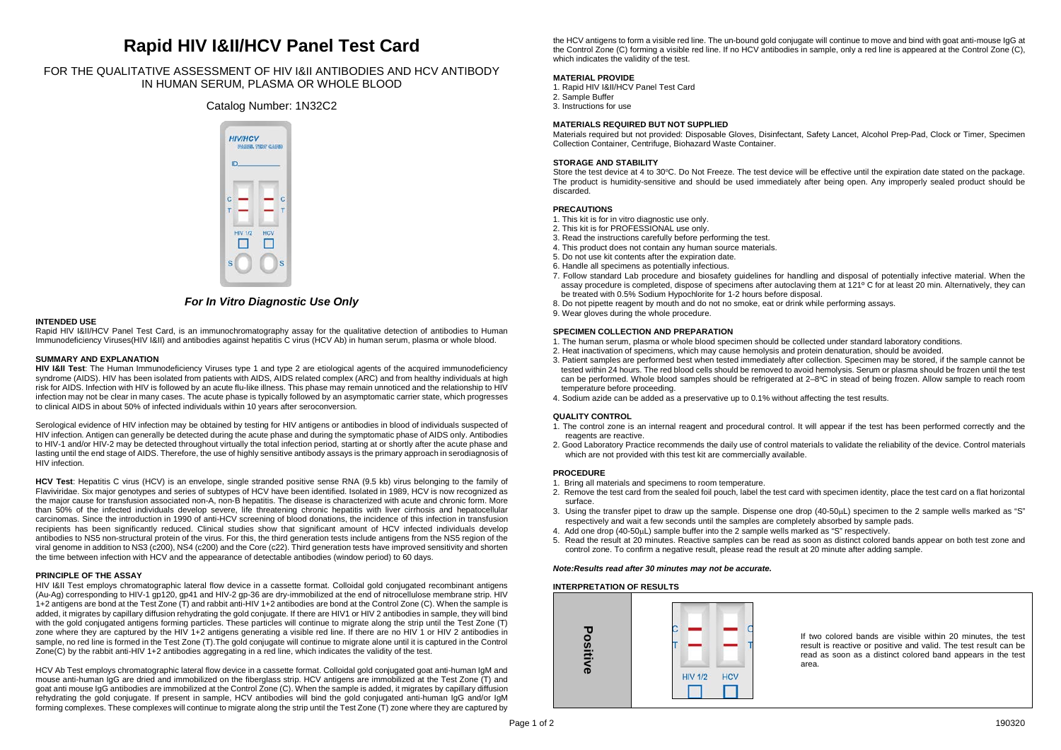# Rapid HIV I&II/HCV Panel Test Card

FOR THE QUALITATIVE ASSESSMENT OF HIV I&II ANTIBODIES AND HCV ANTIBODY IN HUMAN SERUM, PLASMA OR WHOLE BLOOD

Catalog Number: 1N32C2

***For In Vitro Diagnostic Use Only***

## INTENDED USE

Rapid HIV I&II/HCV Panel Test Card, is an immunochromatography assay for the qualitative detection of antibodies to Human Immunodeficiency Viruses(HIV I&II) and antibodies against hepatitis C virus (HCV Ab) in human serum, plasma or whole blood.

## SUMMARY AND EXPLANATION

**HIV I&II Test**: The Human Immunodeficiency Viruses type 1 and type 2 are etiological agents of the acquired immunodeficiency syndrome (AIDS). HIV has been isolated from patients with AIDS, AIDS related complex (ARC) and from healthy individuals at high risk for AIDS. Infection with HIV is followed by an acute flu-like illness. This phase may remain unnoticed and the relationship to HIV infection may not be clear in many cases. The acute phase is typically followed by an asymptomatic carrier state, which progresses to clinical AIDS in about 50% of infected individuals within 10 years after seroconversion.

Serological evidence of HIV infection may be obtained by testing for HIV antigens or antibodies in blood of individuals suspected of HIV infection. Antigen can generally be detected during the acute phase and during the symptomatic phase of AIDS only. Antibodies to HIV-1 and/or HIV-2 may be detected throughout virtually the total infection period, starting at or shortly after the acute phase and lasting until the end stage of AIDS. Therefore, the use of highly sensitive antibody assays is the primary approach in serodiagnosis of HIV infection.

**HCV Test**: Hepatitis C virus (HCV) is an envelope, single stranded positive sense RNA (9.5 kb) virus belonging to the family of Flaviviridae. Six major genotypes and series of subtypes of HCV have been identified. Isolated in 1989, HCV is now recognized as the major cause for transfusion associated non-A, non-B hepatitis. The disease is characterized with acute and chronic form. More than 50% of the infected individuals develop severe, life threatening chronic hepatitis with liver cirrhosis and hepatocellular carcinomas. Since the introduction in 1990 of anti-HCV screening of blood donations, the incidence of this infection in transfusion recipients has been significantly reduced. Clinical studies show that significant amount of HCV infected individuals develop antibodies to NS5 non-structural protein of the virus. For this, the third generation tests include antigens from the NS5 region of the viral genome in addition to NS3 (c200), NS4 (c200) and the Core (c22). Third generation tests have improved sensitivity and shorten the time between infection with HCV and the appearance of detectable antibodies (window period) to 60 days.

## PRINCIPLE OF THE ASSAY

HIV I&II Test employs chromatographic lateral flow device in a cassette format. Colloidal gold conjugated recombinant antigens (Au-Ag) corresponding to HIV-1 gp120, gp41 and HIV-2 gp-36 are dry-immobilized at the end of nitrocellulose membrane strip. HIV 1+2 antigens are bond at the Test Zone (T) and rabbit anti-HIV 1+2 antibodies are bond at the Control Zone (C). When the sample is added, it migrates by capillary diffusion rehydrating the gold conjugate. If there are HIV1 or HIV 2 antibodies in sample, they will bind with the gold conjugated antigens forming particles. These particles will continue to migrate along the strip until the Test Zone (T) zone where they are captured by the HIV 1+2 antigens generating a visible red line. If there are no HIV 1 or HIV 2 antibodies in sample, no red line is formed in the Test Zone (T).The gold conjugate will continue to migrate alone until it is captured in the Control Zone(C) by the rabbit anti-HIV 1+2 antibodies aggregating in a red line, which indicates the validity of the test.

HCV Ab Test employs chromatographic lateral flow device in a cassette format. Colloidal gold conjugated goat anti-human IgM and mouse anti-human IgG are dried and immobilized on the fiberglass strip. HCV antigens are immobilized at the Test Zone (T) and goat anti mouse IgG antibodies are immobilized at the Control Zone (C). When the sample is added, it migrates by capillary diffusion rehydrating the gold conjugate. If present in sample, HCV antibodies will bind the gold conjugated anti-human IgG and/or IgM forming complexes. These complexes will continue to migrate along the strip until the Test Zone (T) zone where they are captured by the HCV antigens to form a visible red line. The un-bound gold conjugate will continue to move and bind with goat anti-mouse IgG at the Control Zone (C) forming a visible red line. If no HCV antibodies in sample, only a red line is appeared at the Control Zone (C), which indicates the validity of the test.

## MATERIAL PROVIDE

1. Rapid HIV I&II/HCV Panel Test Card
2. Sample Buffer
3. Instructions for use

## MATERIALS REQUIRED BUT NOT SUPPLIED

Materials required but not provided: Disposable Gloves, Disinfectant, Safety Lancet, Alcohol Prep-Pad, Clock or Timer, Specimen Collection Container, Centrifuge, Biohazard Waste Container.

## STORAGE AND STABILITY

Store the test device at 4 to 30ºC. Do Not Freeze. The test device will be effective until the expiration date stated on the package. The product is humidity-sensitive and should be used immediately after being open. Any improperly sealed product should be discarded.

## PRECAUTIONS

1. This kit is for in vitro diagnostic use only.
2. This kit is for PROFESSIONAL use only.
3. Read the instructions carefully before performing the test.
4. This product does not contain any human source materials.
5. Do not use kit contents after the expiration date.
6. Handle all specimens as potentially infectious.
7. Follow standard Lab procedure and biosafety guidelines for handling and disposal of potentially infective material. When the assay procedure is completed, dispose of specimens after autoclaving them at 121º C for at least 20 min. Alternatively, they can be treated with 0.5% Sodium Hypochlorite for 1-2 hours before disposal.
8. Do not pipette reagent by mouth and do not smoke, eat or drink while performing assays.
9. Wear gloves during the whole procedure.

## SPECIMEN COLLECTION AND PREPARATION

1. The human serum, plasma or whole blood specimen should be collected under standard laboratory conditions.
2. Heat inactivation of specimens, which may cause hemolysis and protein denaturation, should be avoided.
3. Patient samples are performed best when tested immediately after collection. Specimen may be stored, if the sample cannot be tested within 24 hours. The red blood cells should be removed to avoid hemolysis. Serum or plasma should be frozen until the test can be performed. Whole blood samples should be refrigerated at 2–8ºC in stead of being frozen. Allow sample to reach room temperature before proceeding.
4. Sodium azide can be added as a preservative up to 0.1% without affecting the test results.

## QUALITY CONTROL

1. The control zone is an internal reagent and procedural control. It will appear if the test has been performed correctly and the reagents are reactive.
2. Good Laboratory Practice recommends the daily use of control materials to validate the reliability of the device. Control materials which are not provided with this test kit are commercially available.

## PROCEDURE

1. Bring all materials and specimens to room temperature.
2. Remove the test card from the sealed foil pouch, label the test card with specimen identity, place the test card on a flat horizontal surface.
3. Using the transfer pipet to draw up the sample. Dispense one drop (40-50μL) specimen to the 2 sample wells marked as "S" respectively and wait a few seconds until the samples are completely absorbed by sample pads.
4. Add one drop (40-50μL) sample buffer into the 2 sample wells marked as "S" respectively.
5. Read the result at 20 minutes. Reactive samples can be read as soon as distinct colored bands appear on both test zone and control zone. To confirm a negative result, please read the result at 20 minute after adding sample.

***Note:Results read after 30 minutes may not be accurate.***

## INTERPRETATION OF RESULTS

| | | |
|---|---|---|
| **Positive** | | If two colored bands are visible within 20 minutes, the test result is reactive or positive and valid. The test result can be read as soon as a distinct colored band appears in the test area. |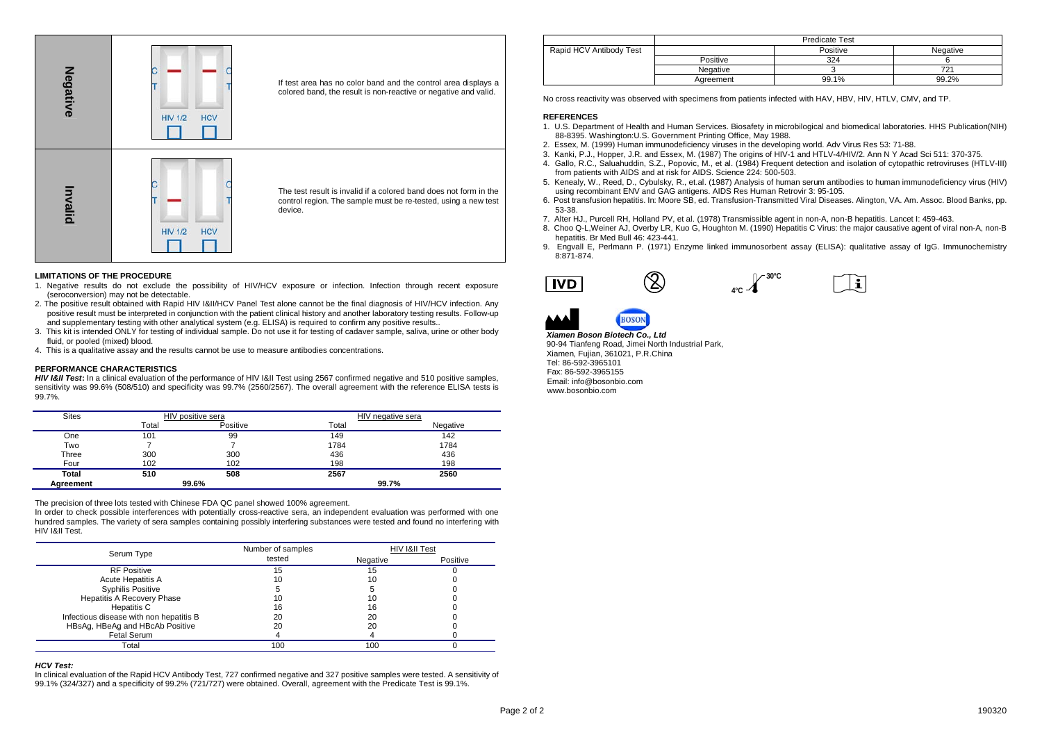| | | |
|---|---|---|
| **Negative** | C T HIV 1/2 HCV C T | If test area has no color band and the control area displays a colored band, the result is non-reactive or negative and valid. |
| **Invalid** | C T HIV 1/2 HCV C T | The test result is invalid if a colored band does not form in the control region. The sample must be re-tested, using a new test device. |

## LIMITATIONS OF THE PROCEDURE

1. Negative results do not exclude the possibility of HIV/HCV exposure or infection. Infection through recent exposure (seroconversion) may not be detectable.
2. The positive result obtained with Rapid HIV I&II/HCV Panel Test alone cannot be the final diagnosis of HIV/HCV infection. Any positive result must be interpreted in conjunction with the patient clinical history and another laboratory testing results. Follow-up and supplementary testing with other analytical system (e.g. ELISA) is required to confirm any positive results..
3. This kit is intended ONLY for testing of individual sample. Do not use it for testing of cadaver sample, saliva, urine or other body fluid, or pooled (mixed) blood.
4. This is a qualitative assay and the results cannot be use to measure antibodies concentrations.

## PERFORMANCE CHARACTERISTICS

***HIV I&II Test:*** In a clinical evaluation of the performance of HIV I&II Test using 2567 confirmed negative and 510 positive samples, sensitivity was 99.6% (508/510) and specificity was 99.7% (2560/2567). The overall agreement with the reference ELISA tests is 99.7%.

| Sites | HIV positive sera | | HIV negative sera | |
|---|---|---|---|---|
| | Total | Positive | Total | Negative |
| One | 101 | 99 | 149 | 142 |
| Two | 7 | 7 | 1784 | 1784 |
| Three | 300 | 300 | 436 | 436 |
| Four | 102 | 102 | 198 | 198 |
| **Total** | **510** | **508** | **2567** | **2560** |
| **Agreement** | **99.6%** | | **99.7%** | |

The precision of three lots tested with Chinese FDA QC panel showed 100% agreement.

In order to check possible interferences with potentially cross-reactive sera, an independent evaluation was performed with one hundred samples. The variety of sera samples containing possibly interfering substances were tested and found no interfering with HIV I&II Test.

| Serum Type | Number of samples tested | HIV I&II Test | |
|---|---|---|---|
| | | Negative | Positive |
| RF Positive | 15 | 15 | 0 |
| Acute Hepatitis A | 10 | 10 | 0 |
| Syphilis Positive | 5 | 5 | 0 |
| Hepatitis A Recovery Phase | 10 | 10 | 0 |
| Hepatitis C | 16 | 16 | 0 |
| Infectious disease with non hepatitis B | 20 | 20 | 0 |
| HBsAg, HBeAg and HBcAb Positive | 20 | 20 | 0 |
| Fetal Serum | 4 | 4 | 0 |
| Total | 100 | 100 | 0 |

***HCV Test:***

In clinical evaluation of the Rapid HCV Antibody Test, 727 confirmed negative and 327 positive samples were tested. A sensitivity of 99.1% (324/327) and a specificity of 99.2% (721/727) were obtained. Overall, agreement with the Predicate Test is 99.1%.

| | | Predicate Test | |
|---|---|---|---|
| Rapid HCV Antibody Test | | Positive | Negative |
| | Positive | 324 | 6 |
| | Negative | 3 | 721 |
| | Agreement | 99.1% | 99.2% |

No cross reactivity was observed with specimens from patients infected with HAV, HBV, HIV, HTLV, CMV, and TP.

## REFERENCES

1. U.S. Department of Health and Human Services. Biosafety in microbilogical and biomedical laboratories. HHS Publication(NIH) 88-8395. Washington:U.S. Government Printing Office, May 1988.
2. Essex, M. (1999) Human immunodeficiency viruses in the developing world. Adv Virus Res 53: 71-88.
3. Kanki, P.J., Hopper, J.R. and Essex, M. (1987) The origins of HIV-1 and HTLV-4/HIV/2. Ann N Y Acad Sci 511: 370-375.
4. Gallo, R.C., Saluahuddin, S.Z., Popovic, M., et al. (1984) Frequent detection and isolation of cytopathic retroviruses (HTLV-III) from patients with AIDS and at risk for AIDS. Science 224: 500-503.
5. Kenealy, W., Reed, D., Cybulsky, R., et.al. (1987) Analysis of human serum antibodies to human immunodeficiency virus (HIV) using recombinant ENV and GAG antigens. AIDS Res Human Retrovir 3: 95-105.
6. Post transfusion hepatitis. In: Moore SB, ed. Transfusion-Transmitted Viral Diseases. Alington, VA. Am. Assoc. Blood Banks, pp. 53-38.
7. Alter HJ., Purcell RH, Holland PV, et al. (1978) Transmissible agent in non-A, non-B hepatitis. Lancet I: 459-463.
8. Choo Q-L,Weiner AJ, Overby LR, Kuo G, Houghton M. (1990) Hepatitis C Virus: the major causative agent of viral non-A, non-B hepatitis. Br Med Bull 46: 423-441.
9. Engvall E, Perlmann P. (1971) Enzyme linked immunosorbent assay (ELISA): qualitative assay of IgG. Immunochemistry 8:871-874.

IVD

4°C 30°C

BOSON

***Xiamen Boson Biotech Co., Ltd***
90-94 Tianfeng Road, Jimei North Industrial Park,
Xiamen, Fujian, 361021, P.R.China
Tel: 86-592-3965101
Fax: 86-592-3965155
Email: info@bosonbio.com
www.bosonbio.com

190320